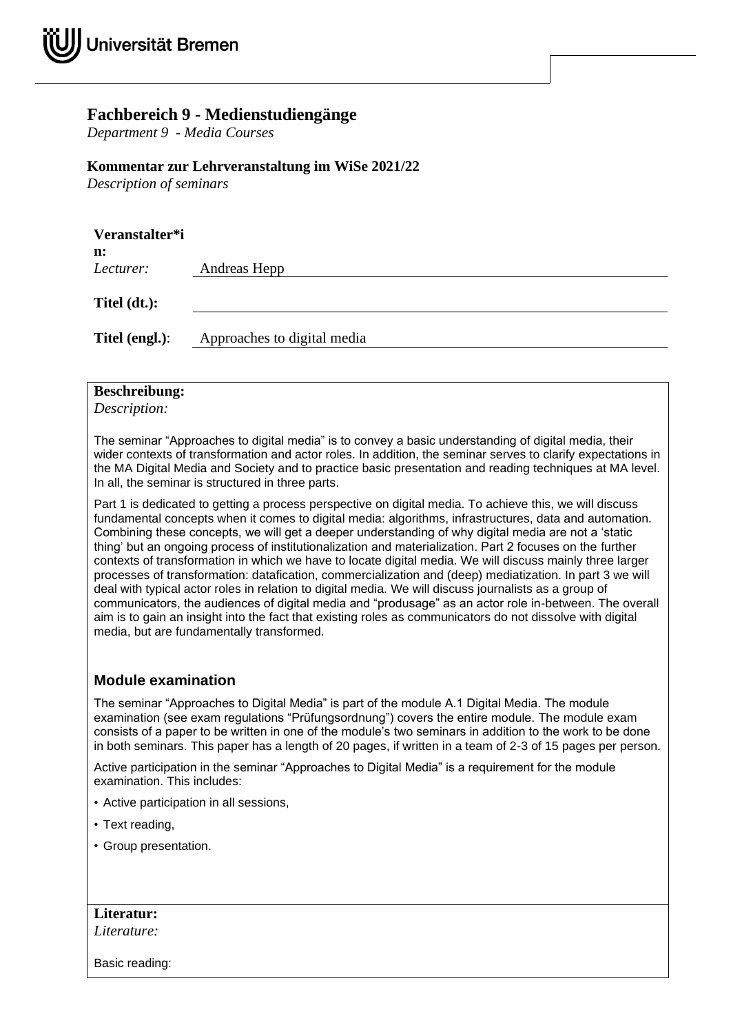Universität Bremen

# Fachbereich 9 - Medienstudiengänge

*Department 9 - Media Courses*

**Kommentar zur Lehrveranstaltung im WiSe 2021/22**

*Description of seminars*

| | |
|---|---|
| **Veranstalter*in:** *Lecturer:* | Andreas Hepp |
| **Titel (dt.):** | |
| **Titel (engl.)**: | Approaches to digital media |

**Beschreibung:**

*Description:*

The seminar "Approaches to digital media" is to convey a basic understanding of digital media, their wider contexts of transformation and actor roles. In addition, the seminar serves to clarify expectations in the MA Digital Media and Society and to practice basic presentation and reading techniques at MA level. In all, the seminar is structured in three parts.

Part 1 is dedicated to getting a process perspective on digital media. To achieve this, we will discuss fundamental concepts when it comes to digital media: algorithms, infrastructures, data and automation. Combining these concepts, we will get a deeper understanding of why digital media are not a 'static thing' but an ongoing process of institutionalization and materialization. Part 2 focuses on the further contexts of transformation in which we have to locate digital media. We will discuss mainly three larger processes of transformation: datafication, commercialization and (deep) mediatization. In part 3 we will deal with typical actor roles in relation to digital media. We will discuss journalists as a group of communicators, the audiences of digital media and "produsage" as an actor role in-between. The overall aim is to gain an insight into the fact that existing roles as communicators do not dissolve with digital media, but are fundamentally transformed.

## Module examination

The seminar "Approaches to Digital Media" is part of the module A.1 Digital Media. The module examination (see exam regulations "Prüfungsordnung") covers the entire module. The module exam consists of a paper to be written in one of the module's two seminars in addition to the work to be done in both seminars. This paper has a length of 20 pages, if written in a team of 2-3 of 15 pages per person.

Active participation in the seminar "Approaches to Digital Media" is a requirement for the module examination. This includes:

- Active participation in all sessions,
- Text reading,
- Group presentation.

**Literatur:**

*Literature:*

Basic reading: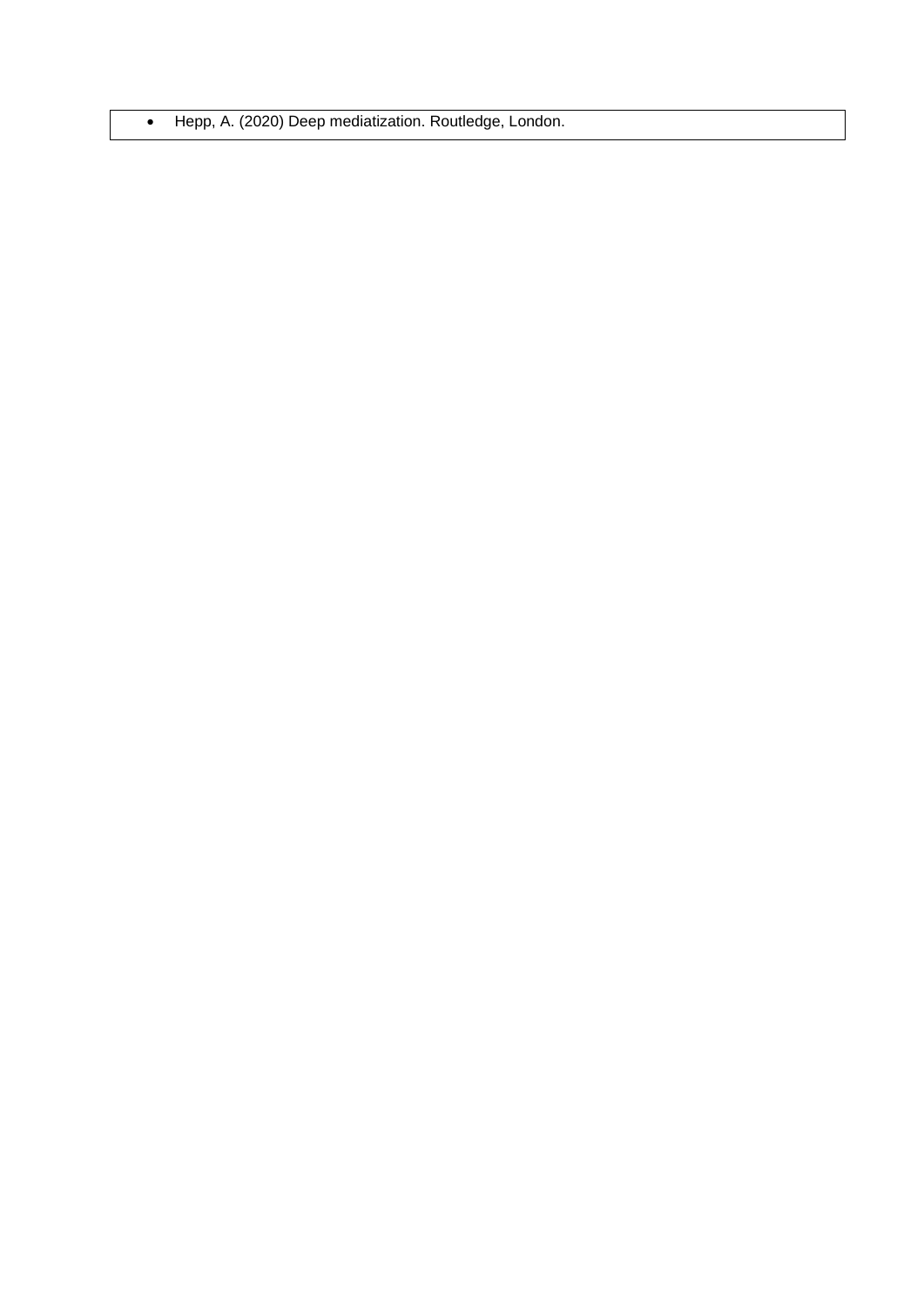- Hepp, A. (2020) Deep mediatization. Routledge, London.